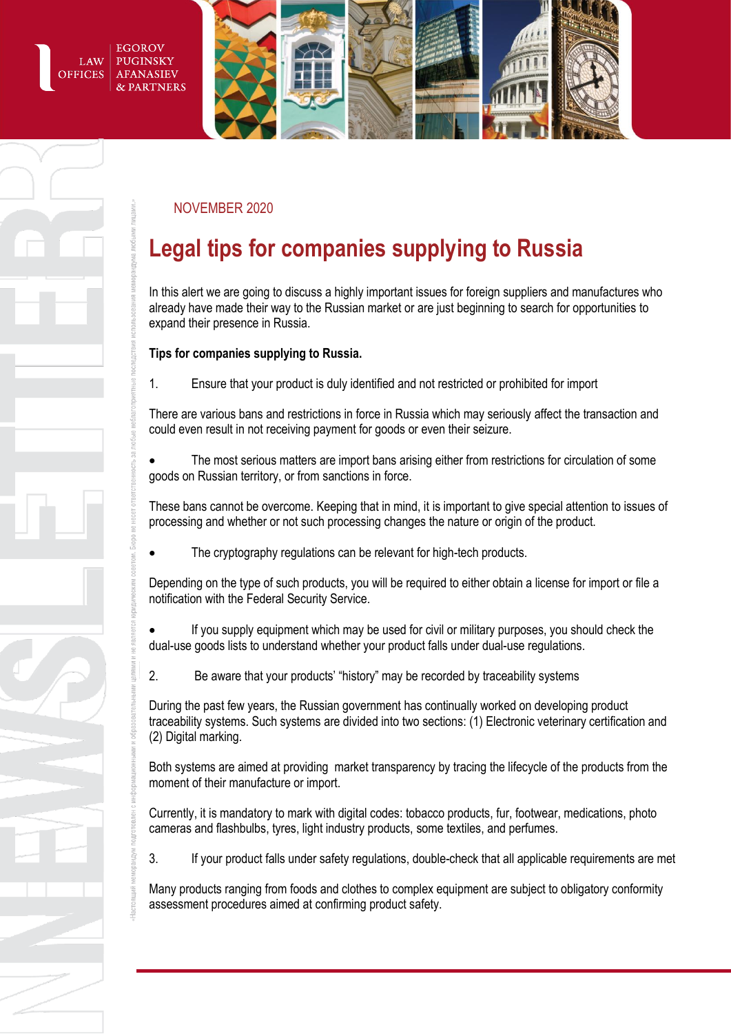NOVEMBER 2020

# Legal tips for companies supplying to Russia

In this alert we are going to discuss a highly important issues for foreign suppliers and manufactures who already have made their way to the Russian market or are just beginning to search for opportunities to expand their presence in Russia.

**Tips for companies supplying to Russia.**

1. Ensure that your product is duly identified and not restricted or prohibited for import

There are various bans and restrictions in force in Russia which may seriously affect the transaction and could even result in not receiving payment for goods or even their seizure.

- The most serious matters are import bans arising either from restrictions for circulation of some goods on Russian territory, or from sanctions in force.

These bans cannot be overcome. Keeping that in mind, it is important to give special attention to issues of processing and whether or not such processing changes the nature or origin of the product.

- The cryptography regulations can be relevant for high-tech products.

Depending on the type of such products, you will be required to either obtain a license for import or file a notification with the Federal Security Service.

- If you supply equipment which may be used for civil or military purposes, you should check the dual-use goods lists to understand whether your product falls under dual-use regulations.

2. Be aware that your products' "history" may be recorded by traceability systems

During the past few years, the Russian government has continually worked on developing product traceability systems. Such systems are divided into two sections: (1) Electronic veterinary certification and (2) Digital marking.

Both systems are aimed at providing market transparency by tracing the lifecycle of the products from the moment of their manufacture or import.

Currently, it is mandatory to mark with digital codes: tobacco products, fur, footwear, medications, photo cameras and flashbulbs, tyres, light industry products, some textiles, and perfumes.

3. If your product falls under safety regulations, double-check that all applicable requirements are met

Many products ranging from foods and clothes to complex equipment are subject to obligatory conformity assessment procedures aimed at confirming product safety.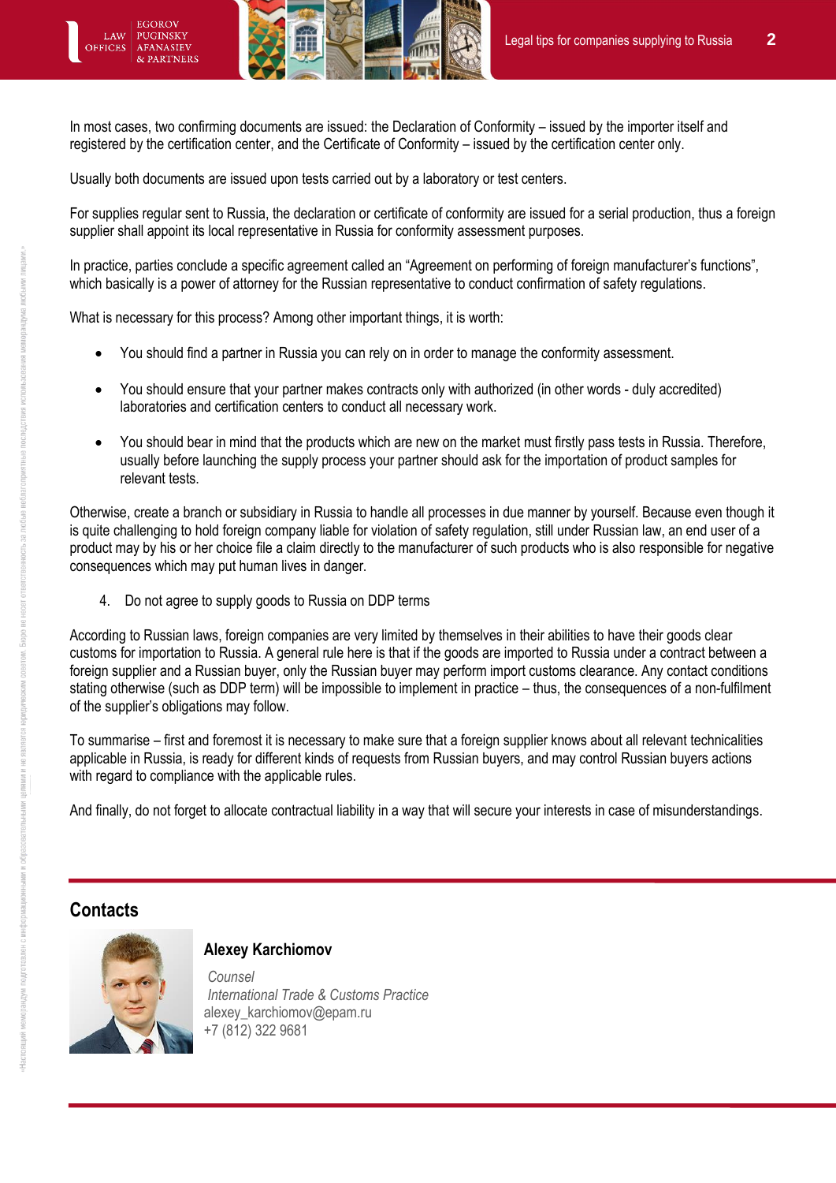In most cases, two confirming documents are issued: the Declaration of Conformity – issued by the importer itself and registered by the certification center, and the Certificate of Conformity – issued by the certification center only.

Usually both documents are issued upon tests carried out by a laboratory or test centers.

For supplies regular sent to Russia, the declaration or certificate of conformity are issued for a serial production, thus a foreign supplier shall appoint its local representative in Russia for conformity assessment purposes.

In practice, parties conclude a specific agreement called an "Agreement on performing of foreign manufacturer's functions", which basically is a power of attorney for the Russian representative to conduct confirmation of safety regulations.

What is necessary for this process? Among other important things, it is worth:

- You should find a partner in Russia you can rely on in order to manage the conformity assessment.
- You should ensure that your partner makes contracts only with authorized (in other words - duly accredited) laboratories and certification centers to conduct all necessary work.
- You should bear in mind that the products which are new on the market must firstly pass tests in Russia. Therefore, usually before launching the supply process your partner should ask for the importation of product samples for relevant tests.

Otherwise, create a branch or subsidiary in Russia to handle all processes in due manner by yourself. Because even though it is quite challenging to hold foreign company liable for violation of safety regulation, still under Russian law, an end user of a product may by his or her choice file a claim directly to the manufacturer of such products who is also responsible for negative consequences which may put human lives in danger.

4. Do not agree to supply goods to Russia on DDP terms

According to Russian laws, foreign companies are very limited by themselves in their abilities to have their goods clear customs for importation to Russia. A general rule here is that if the goods are imported to Russia under a contract between a foreign supplier and a Russian buyer, only the Russian buyer may perform import customs clearance. Any contact conditions stating otherwise (such as DDP term) will be impossible to implement in practice – thus, the consequences of a non-fulfilment of the supplier's obligations may follow.

To summarise – first and foremost it is necessary to make sure that a foreign supplier knows about all relevant technicalities applicable in Russia, is ready for different kinds of requests from Russian buyers, and may control Russian buyers actions with regard to compliance with the applicable rules.

And finally, do not forget to allocate contractual liability in a way that will secure your interests in case of misunderstandings.

## Contacts

**Alexey Karchiomov**

*Counsel*
*International Trade & Customs Practice*
alexey_karchiomov@epam.ru
+7 (812) 322 9681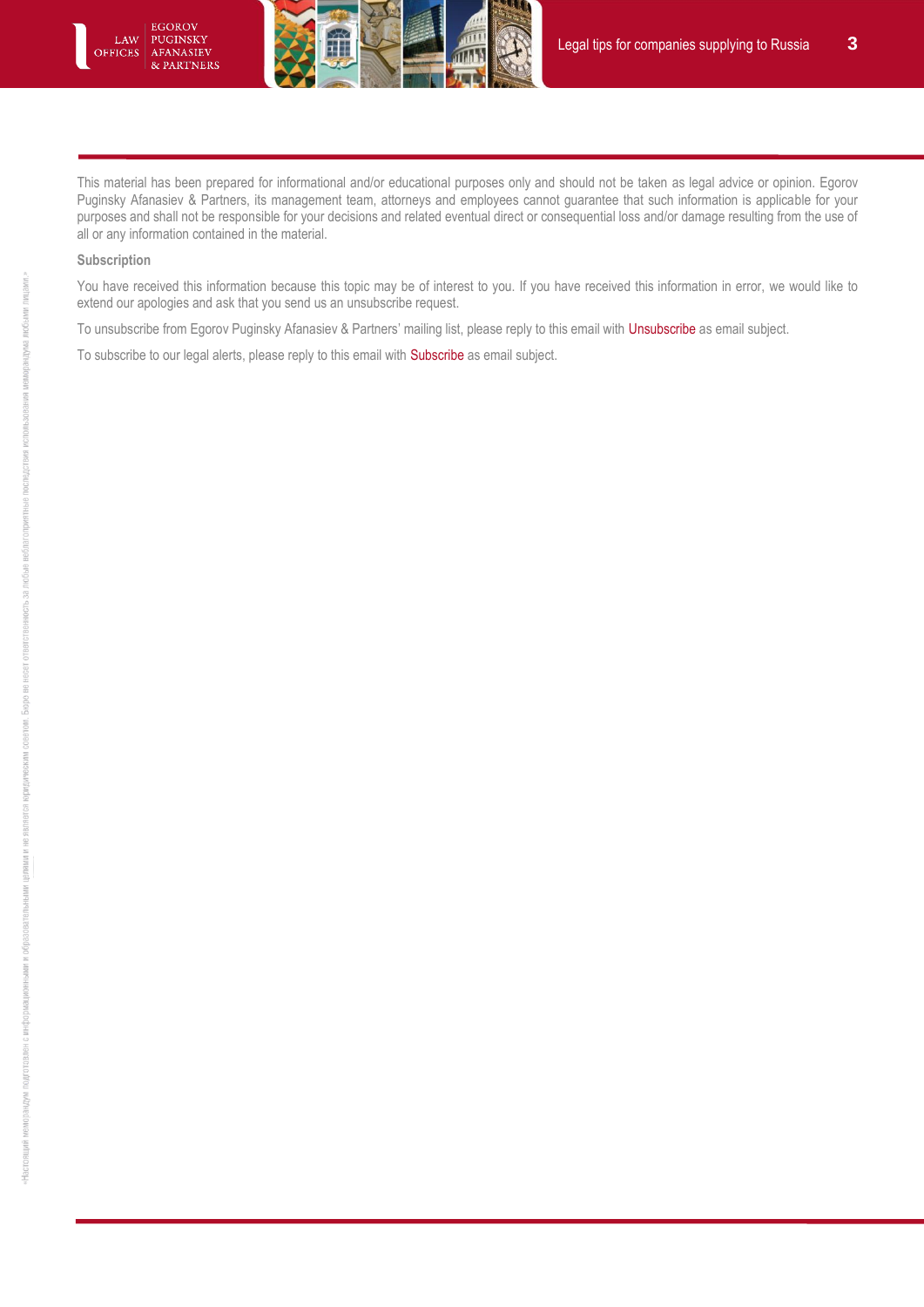This material has been prepared for informational and/or educational purposes only and should not be taken as legal advice or opinion. Egorov Puginsky Afanasiev & Partners, its management team, attorneys and employees cannot guarantee that such information is applicable for your purposes and shall not be responsible for your decisions and related eventual direct or consequential loss and/or damage resulting from the use of all or any information contained in the material.

**Subscription**

You have received this information because this topic may be of interest to you. If you have received this information in error, we would like to extend our apologies and ask that you send us an unsubscribe request.

To unsubscribe from Egorov Puginsky Afanasiev & Partners' mailing list, please reply to this email with Unsubscribe as email subject.

To subscribe to our legal alerts, please reply to this email with Subscribe as email subject.